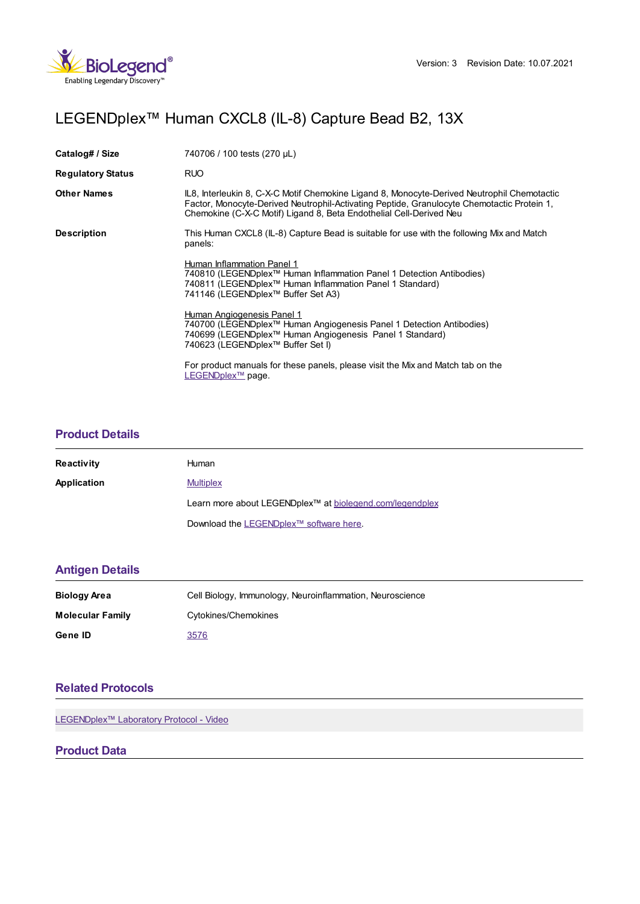Version: 3 Revision Date: 10.07.2021

# LEGENDplex™ Human CXCL8 (IL-8) Capture Bead B2, 13X

| | |
|---|---|
| **Catalog# / Size** | 740706 / 100 tests (270 µL) |
| **Regulatory Status** | RUO |
| **Other Names** | IL8, Interleukin 8, C-X-C Motif Chemokine Ligand 8, Monocyte-Derived Neutrophil Chemotactic Factor, Monocyte-Derived Neutrophil-Activating Peptide, Granulocyte Chemotactic Protein 1, Chemokine (C-X-C Motif) Ligand 8, Beta Endothelial Cell-Derived Neu |
| **Description** | This Human CXCL8 (IL-8) Capture Bead is suitable for use with the following Mix and Match panels: |

Human Inflammation Panel 1
740810 (LEGENDplex™ Human Inflammation Panel 1 Detection Antibodies)
740811 (LEGENDplex™ Human Inflammation Panel 1 Standard)
741146 (LEGENDplex™ Buffer Set A3)

Human Angiogenesis Panel 1
740700 (LEGENDplex™ Human Angiogenesis Panel 1 Detection Antibodies)
740699 (LEGENDplex™ Human Angiogenesis Panel 1 Standard)
740623 (LEGENDplex™ Buffer Set I)

For product manuals for these panels, please visit the Mix and Match tab on the LEGENDplex™ page.

## Product Details

| | |
|---|---|
| **Reactivity** | Human |
| **Application** | Multiplex |

Learn more about LEGENDplex™ at biolegend.com/legendplex

Download the LEGENDplex™ software here.

## Antigen Details

| | |
|---|---|
| **Biology Area** | Cell Biology, Immunology, Neuroinflammation, Neuroscience |
| **Molecular Family** | Cytokines/Chemokines |
| **Gene ID** | 3576 |

## Related Protocols

LEGENDplex™ Laboratory Protocol - Video

## Product Data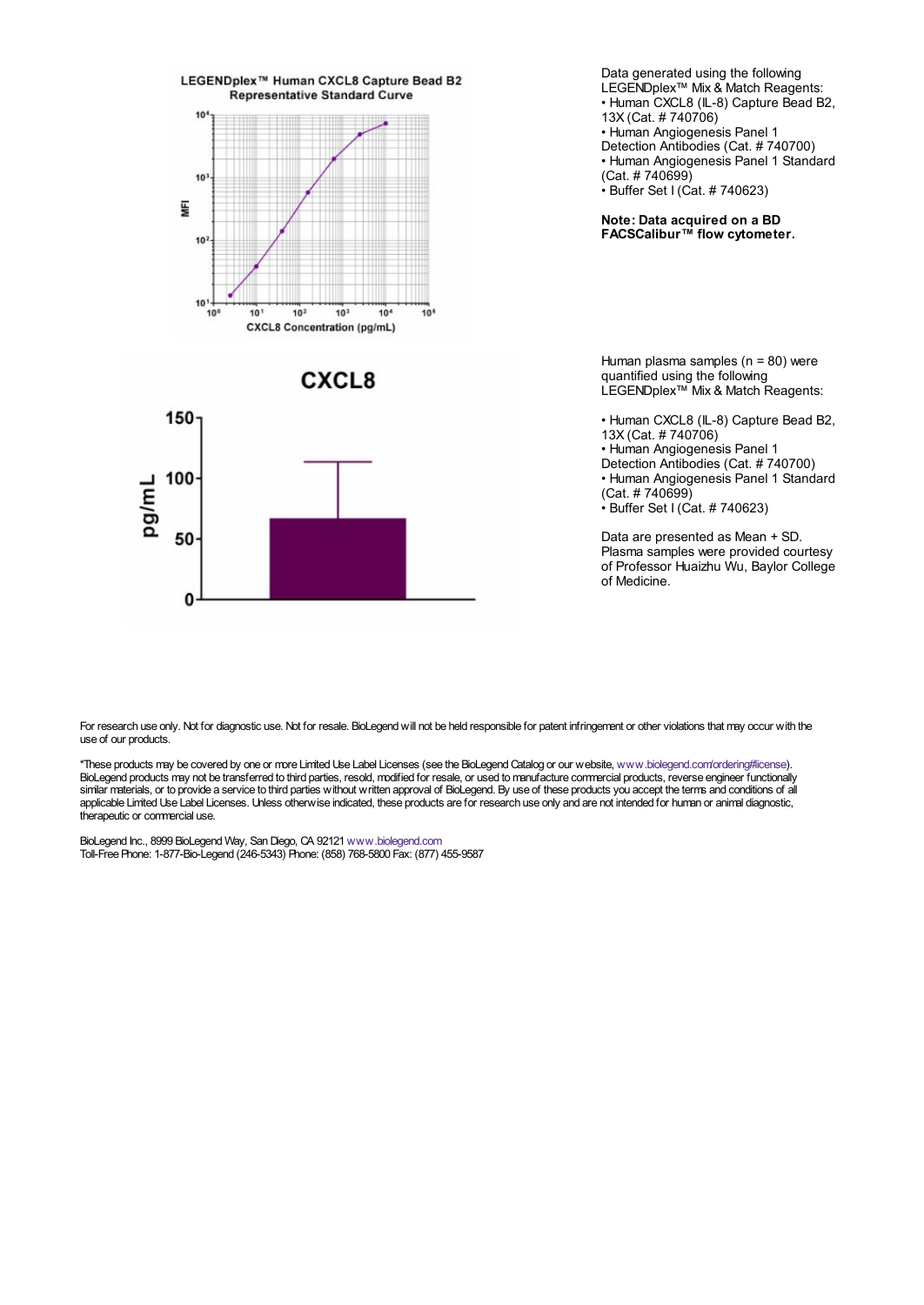LEGENDplex™ Human CXCL8 Capture Bead B2
Representative Standard Curve

$10^4$
$10^3$
$10^2$
$10^1$
MFI
$10^0$ $10^1$ $10^2$ $10^3$ $10^4$ $10^5$
CXCL8 Concentration (pg/mL)

Data generated using the following LEGENDplex™ Mix & Match Reagents:

- Human CXCL8 (IL-8) Capture Bead B2, 13X (Cat. # 740706)
- Human Angiogenesis Panel 1 Detection Antibodies (Cat. # 740700)
- Human Angiogenesis Panel 1 Standard (Cat. # 740699)
- Buffer Set I (Cat. # 740623)

**Note: Data acquired on a BD FACSCalibur™ flow cytometer.**

CXCL8

150
100
50
0
pg/mL

Human plasma samples (n = 80) were quantified using the following LEGENDplex™ Mix & Match Reagents:

- Human CXCL8 (IL-8) Capture Bead B2, 13X (Cat. # 740706)
- Human Angiogenesis Panel 1 Detection Antibodies (Cat. # 740700)
- Human Angiogenesis Panel 1 Standard (Cat. # 740699)
- Buffer Set I (Cat. # 740623)

Data are presented as Mean + SD. Plasma samples were provided courtesy of Professor Huaizhu Wu, Baylor College of Medicine.

For research use only. Not for diagnostic use. Not for resale. BioLegend will not be held responsible for patent infringement or other violations that may occur with the use of our products.

*These products may be covered by one or more Limited Use Label Licenses (see the BioLegend Catalog or our website, www.biolegend.com/ordering#license). BioLegend products may not be transferred to third parties, resold, modified for resale, or used to manufacture commercial products, reverse engineer functionally similar materials, or to provide a service to third parties without written approval of BioLegend. By use of these products you accept the terms and conditions of all applicable Limited Use Label Licenses. Unless otherwise indicated, these products are for research use only and are not intended for human or animal diagnostic, therapeutic or commercial use.

BioLegend Inc., 8999 BioLegend Way, San Diego, CA 92121 www.biolegend.com
Toll-Free Phone: 1-877-Bio-Legend (246-5343) Phone: (858) 768-5800 Fax: (877) 455-9587